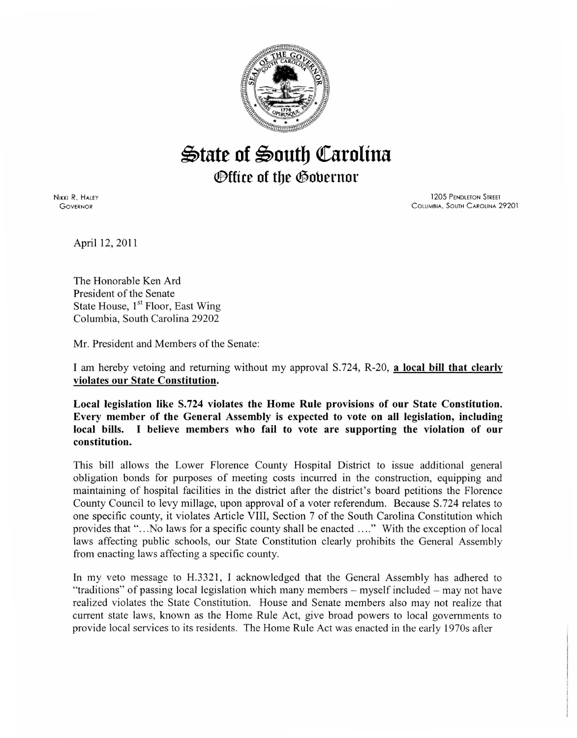# State of South Carolina

## Office of the Governor

NIKKI R. HALEY
GOVERNOR

1205 PENDLETON STREET
COLUMBIA, SOUTH CAROLINA 29201

April 12, 2011

The Honorable Ken Ard
President of the Senate
State House, 1st Floor, East Wing
Columbia, South Carolina 29202

Mr. President and Members of the Senate:

I am hereby vetoing and returning without my approval S.724, R-20, **a local bill that clearly violates our State Constitution.**

**Local legislation like S.724 violates the Home Rule provisions of our State Constitution. Every member of the General Assembly is expected to vote on all legislation, including local bills. I believe members who fail to vote are supporting the violation of our constitution.**

This bill allows the Lower Florence County Hospital District to issue additional general obligation bonds for purposes of meeting costs incurred in the construction, equipping and maintaining of hospital facilities in the district after the district's board petitions the Florence County Council to levy millage, upon approval of a voter referendum. Because S.724 relates to one specific county, it violates Article VIII, Section 7 of the South Carolina Constitution which provides that "...No laws for a specific county shall be enacted ...." With the exception of local laws affecting public schools, our State Constitution clearly prohibits the General Assembly from enacting laws affecting a specific county.

In my veto message to H.3321, I acknowledged that the General Assembly has adhered to "traditions" of passing local legislation which many members – myself included – may not have realized violates the State Constitution. House and Senate members also may not realize that current state laws, known as the Home Rule Act, give broad powers to local governments to provide local services to its residents. The Home Rule Act was enacted in the early 1970s after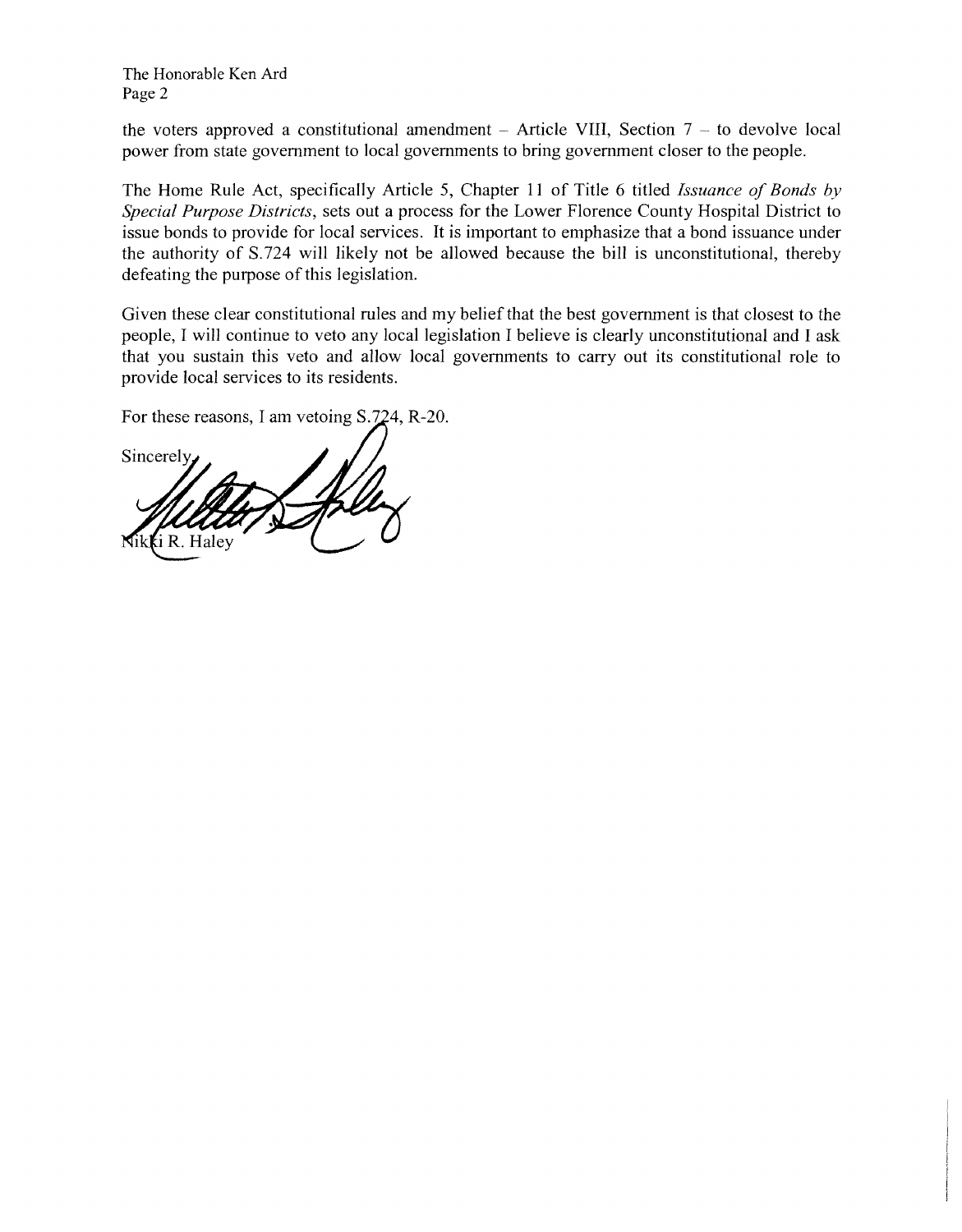the voters approved a constitutional amendment – Article VIII, Section 7 – to devolve local power from state government to local governments to bring government closer to the people.

The Home Rule Act, specifically Article 5, Chapter 11 of Title 6 titled *Issuance of Bonds by Special Purpose Districts*, sets out a process for the Lower Florence County Hospital District to issue bonds to provide for local services. It is important to emphasize that a bond issuance under the authority of S.724 will likely not be allowed because the bill is unconstitutional, thereby defeating the purpose of this legislation.

Given these clear constitutional rules and my belief that the best government is that closest to the people, I will continue to veto any local legislation I believe is clearly unconstitutional and I ask that you sustain this veto and allow local governments to carry out its constitutional role to provide local services to its residents.

For these reasons, I am vetoing S.724, R-20.

Sincerely,

Nikki R. Haley